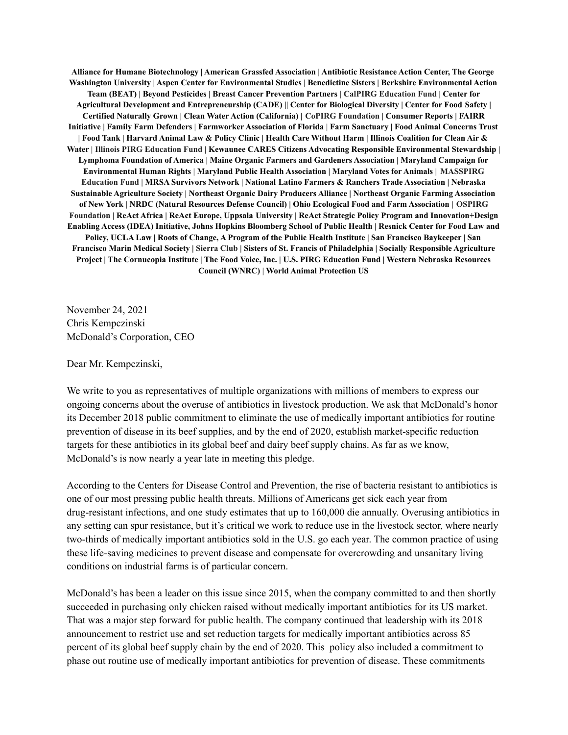**Alliance for Humane Biotechnology | American Grassfed Association | Antibiotic Resistance Action Center, The George Washington University | Aspen Center for Environmental Studies | Benedictine Sisters | Berkshire Environmental Action Team (BEAT) | Beyond Pesticides | Breast Cancer Prevention Partners | CalPIRG Education Fund | Center for Agricultural Development and Entrepreneurship (CADE) || Center for Biological Diversity | Center for Food Safety | Certified Naturally Grown | Clean Water Action (California) | CoPIRG Foundation | Consumer Reports | FAIRR Initiative | Family Farm Defenders | Farmworker Association of Florida | Farm Sanctuary | Food Animal Concerns Trust | Food Tank | Harvard Animal Law & Policy Clinic | Health Care Without Harm | Illinois Coalition for Clean Air & Water | Illinois PIRG Education Fund | Kewaunee CARES Citizens Advocating Responsible Environmental Stewardship | Lymphoma Foundation of America | Maine Organic Farmers and Gardeners Association | Maryland Campaign for Environmental Human Rights | Maryland Public Health Association | Maryland Votes for Animals | MASSPIRG Education Fund | MRSA Survivors Network | National Latino Farmers & Ranchers Trade Association | Nebraska Sustainable Agriculture Society | Northeast Organic Dairy Producers Alliance | Northeast Organic Farming Association of New York | NRDC (Natural Resources Defense Council) | Ohio Ecological Food and Farm Association | OSPIRG Foundation | ReAct Africa | ReAct Europe, Uppsala University | ReAct Strategic Policy Program and Innovation+Design Enabling Access (IDEA) Initiative, Johns Hopkins Bloomberg School of Public Health | Resnick Center for Food Law and Policy, UCLA Law | Roots of Change, A Program of the Public Health Institute | San Francisco Baykeeper | San Francisco Marin Medical Society | Sierra Club | Sisters of St. Francis of Philadelphia | Socially Responsible Agriculture Project | The Cornucopia Institute | The Food Voice, Inc. | U.S. PIRG Education Fund | Western Nebraska Resources Council (WNRC) | World Animal Protection US**

November 24, 2021
Chris Kempczinski
McDonald's Corporation, CEO

Dear Mr. Kempczinski,

We write to you as representatives of multiple organizations with millions of members to express our ongoing concerns about the overuse of antibiotics in livestock production. We ask that McDonald's honor its December 2018 public commitment to eliminate the use of medically important antibiotics for routine prevention of disease in its beef supplies, and by the end of 2020, establish market-specific reduction targets for these antibiotics in its global beef and dairy beef supply chains. As far as we know, McDonald's is now nearly a year late in meeting this pledge.

According to the Centers for Disease Control and Prevention, the rise of bacteria resistant to antibiotics is one of our most pressing public health threats. Millions of Americans get sick each year from drug-resistant infections, and one study estimates that up to 160,000 die annually. Overusing antibiotics in any setting can spur resistance, but it's critical we work to reduce use in the livestock sector, where nearly two-thirds of medically important antibiotics sold in the U.S. go each year. The common practice of using these life-saving medicines to prevent disease and compensate for overcrowding and unsanitary living conditions on industrial farms is of particular concern.

McDonald's has been a leader on this issue since 2015, when the company committed to and then shortly succeeded in purchasing only chicken raised without medically important antibiotics for its US market. That was a major step forward for public health. The company continued that leadership with its 2018 announcement to restrict use and set reduction targets for medically important antibiotics across 85 percent of its global beef supply chain by the end of 2020. This policy also included a commitment to phase out routine use of medically important antibiotics for prevention of disease. These commitments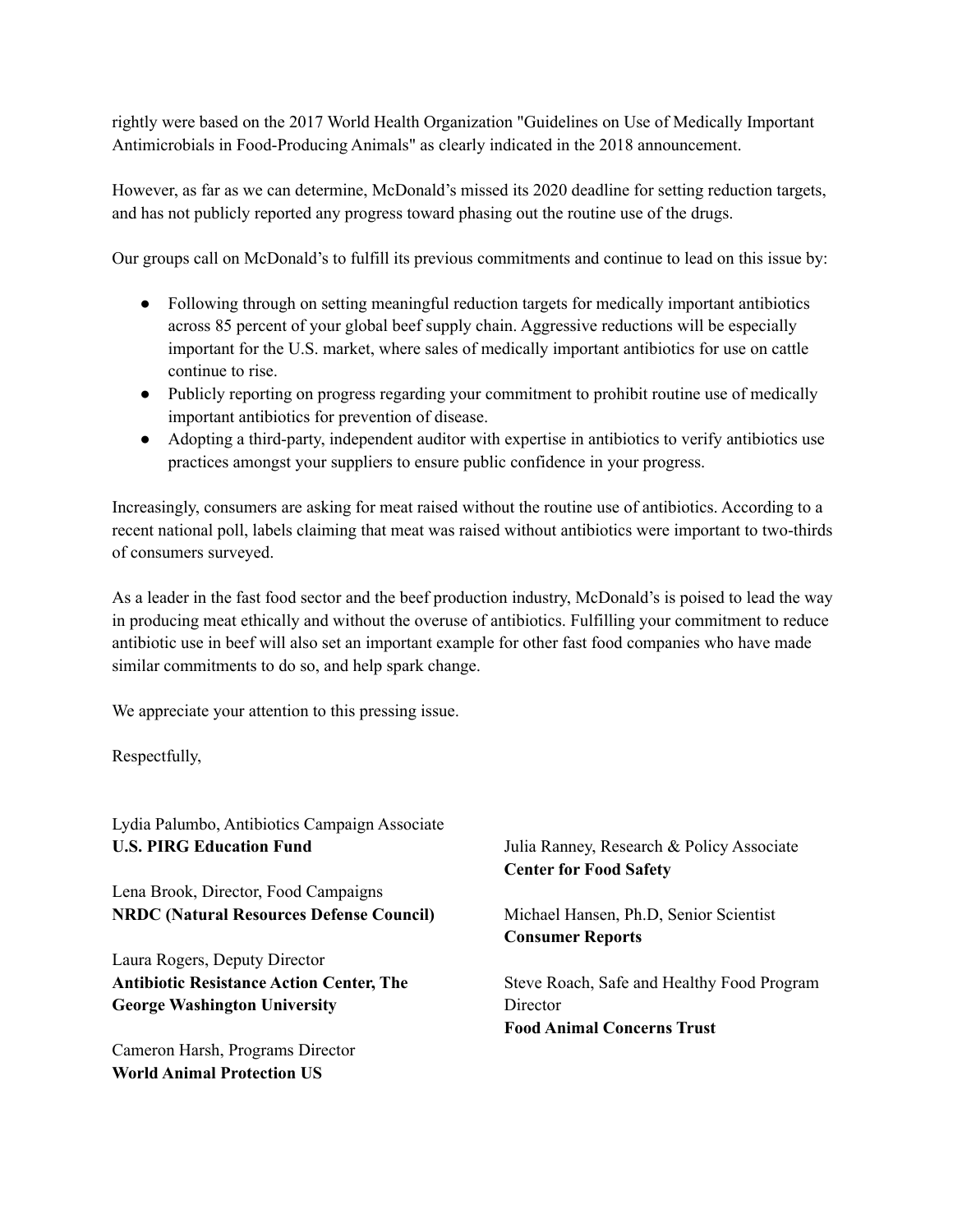rightly were based on the 2017 World Health Organization "Guidelines on Use of Medically Important Antimicrobials in Food-Producing Animals" as clearly indicated in the 2018 announcement.

However, as far as we can determine, McDonald's missed its 2020 deadline for setting reduction targets, and has not publicly reported any progress toward phasing out the routine use of the drugs.

Our groups call on McDonald's to fulfill its previous commitments and continue to lead on this issue by:

- Following through on setting meaningful reduction targets for medically important antibiotics across 85 percent of your global beef supply chain. Aggressive reductions will be especially important for the U.S. market, where sales of medically important antibiotics for use on cattle continue to rise.
- Publicly reporting on progress regarding your commitment to prohibit routine use of medically important antibiotics for prevention of disease.
- Adopting a third-party, independent auditor with expertise in antibiotics to verify antibiotics use practices amongst your suppliers to ensure public confidence in your progress.

Increasingly, consumers are asking for meat raised without the routine use of antibiotics. According to a recent national poll, labels claiming that meat was raised without antibiotics were important to two-thirds of consumers surveyed.

As a leader in the fast food sector and the beef production industry, McDonald's is poised to lead the way in producing meat ethically and without the overuse of antibiotics. Fulfilling your commitment to reduce antibiotic use in beef will also set an important example for other fast food companies who have made similar commitments to do so, and help spark change.

We appreciate your attention to this pressing issue.

Respectfully,

Lydia Palumbo, Antibiotics Campaign Associate
**U.S. PIRG Education Fund**

Lena Brook, Director, Food Campaigns
**NRDC (Natural Resources Defense Council)**

Laura Rogers, Deputy Director
**Antibiotic Resistance Action Center, The George Washington University**

Cameron Harsh, Programs Director
**World Animal Protection US**

Julia Ranney, Research & Policy Associate
**Center for Food Safety**

Michael Hansen, Ph.D, Senior Scientist
**Consumer Reports**

Steve Roach, Safe and Healthy Food Program Director
**Food Animal Concerns Trust**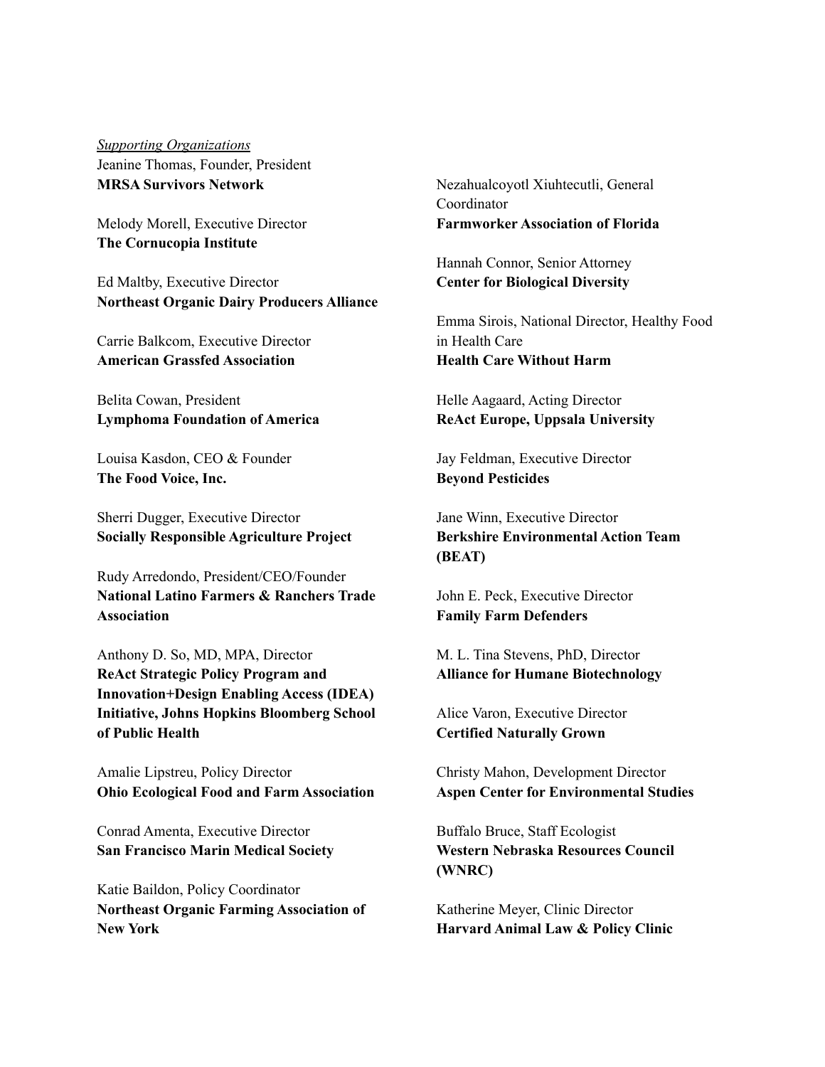*Supporting Organizations*

Jeanine Thomas, Founder, President
**MRSA Survivors Network**

Melody Morell, Executive Director
**The Cornucopia Institute**

Ed Maltby, Executive Director
**Northeast Organic Dairy Producers Alliance**

Carrie Balkcom, Executive Director
**American Grassfed Association**

Belita Cowan, President
**Lymphoma Foundation of America**

Louisa Kasdon, CEO & Founder
**The Food Voice, Inc.**

Sherri Dugger, Executive Director
**Socially Responsible Agriculture Project**

Rudy Arredondo, President/CEO/Founder
**National Latino Farmers & Ranchers Trade Association**

Anthony D. So, MD, MPA, Director
**ReAct Strategic Policy Program and Innovation+Design Enabling Access (IDEA) Initiative, Johns Hopkins Bloomberg School of Public Health**

Amalie Lipstreu, Policy Director
**Ohio Ecological Food and Farm Association**

Conrad Amenta, Executive Director
**San Francisco Marin Medical Society**

Katie Baildon, Policy Coordinator
**Northeast Organic Farming Association of New York**

Nezahualcoyotl Xiuhtecutli, General Coordinator
**Farmworker Association of Florida**

Hannah Connor, Senior Attorney
**Center for Biological Diversity**

Emma Sirois, National Director, Healthy Food in Health Care
**Health Care Without Harm**

Helle Aagaard, Acting Director
**ReAct Europe, Uppsala University**

Jay Feldman, Executive Director
**Beyond Pesticides**

Jane Winn, Executive Director
**Berkshire Environmental Action Team (BEAT)**

John E. Peck, Executive Director
**Family Farm Defenders**

M. L. Tina Stevens, PhD, Director
**Alliance for Humane Biotechnology**

Alice Varon, Executive Director
**Certified Naturally Grown**

Christy Mahon, Development Director
**Aspen Center for Environmental Studies**

Buffalo Bruce, Staff Ecologist
**Western Nebraska Resources Council (WNRC)**

Katherine Meyer, Clinic Director
**Harvard Animal Law & Policy Clinic**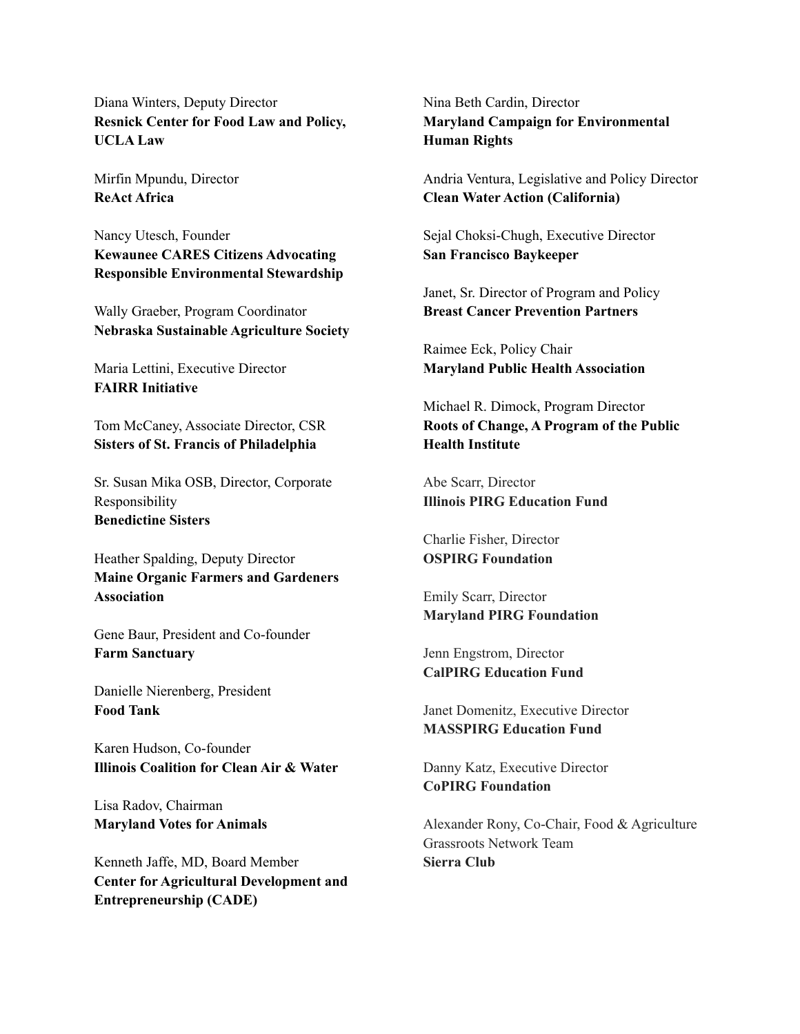Diana Winters, Deputy Director
**Resnick Center for Food Law and Policy, UCLA Law**

Mirfin Mpundu, Director
**ReAct Africa**

Nancy Utesch, Founder
**Kewaunee CARES Citizens Advocating Responsible Environmental Stewardship**

Wally Graeber, Program Coordinator
**Nebraska Sustainable Agriculture Society**

Maria Lettini, Executive Director
**FAIRR Initiative**

Tom McCaney, Associate Director, CSR
**Sisters of St. Francis of Philadelphia**

Sr. Susan Mika OSB, Director, Corporate Responsibility
**Benedictine Sisters**

Heather Spalding, Deputy Director
**Maine Organic Farmers and Gardeners Association**

Gene Baur, President and Co-founder
**Farm Sanctuary**

Danielle Nierenberg, President
**Food Tank**

Karen Hudson, Co-founder
**Illinois Coalition for Clean Air & Water**

Lisa Radov, Chairman
**Maryland Votes for Animals**

Kenneth Jaffe, MD, Board Member
**Center for Agricultural Development and Entrepreneurship (CADE)**

Nina Beth Cardin, Director
**Maryland Campaign for Environmental Human Rights**

Andria Ventura, Legislative and Policy Director
**Clean Water Action (California)**

Sejal Choksi-Chugh, Executive Director
**San Francisco Baykeeper**

Janet, Sr. Director of Program and Policy
**Breast Cancer Prevention Partners**

Raimee Eck, Policy Chair
**Maryland Public Health Association**

Michael R. Dimock, Program Director
**Roots of Change, A Program of the Public Health Institute**

Abe Scarr, Director
**Illinois PIRG Education Fund**

Charlie Fisher, Director
**OSPIRG Foundation**

Emily Scarr, Director
**Maryland PIRG Foundation**

Jenn Engstrom, Director
**CalPIRG Education Fund**

Janet Domenitz, Executive Director
**MASSPIRG Education Fund**

Danny Katz, Executive Director
**CoPIRG Foundation**

Alexander Rony, Co-Chair, Food & Agriculture Grassroots Network Team
**Sierra Club**